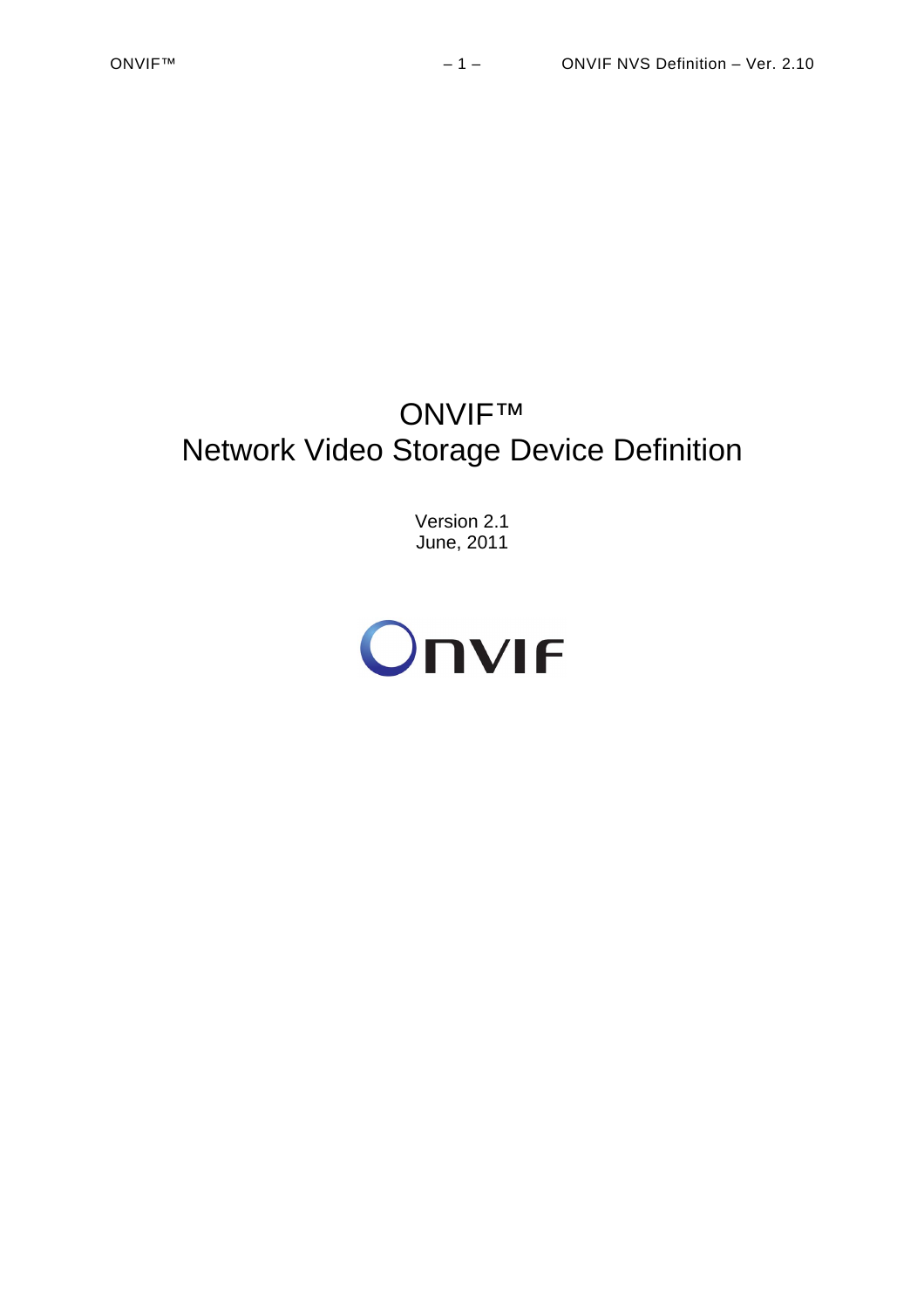# ONVIF™
# Network Video Storage Device Definition

Version 2.1
June, 2011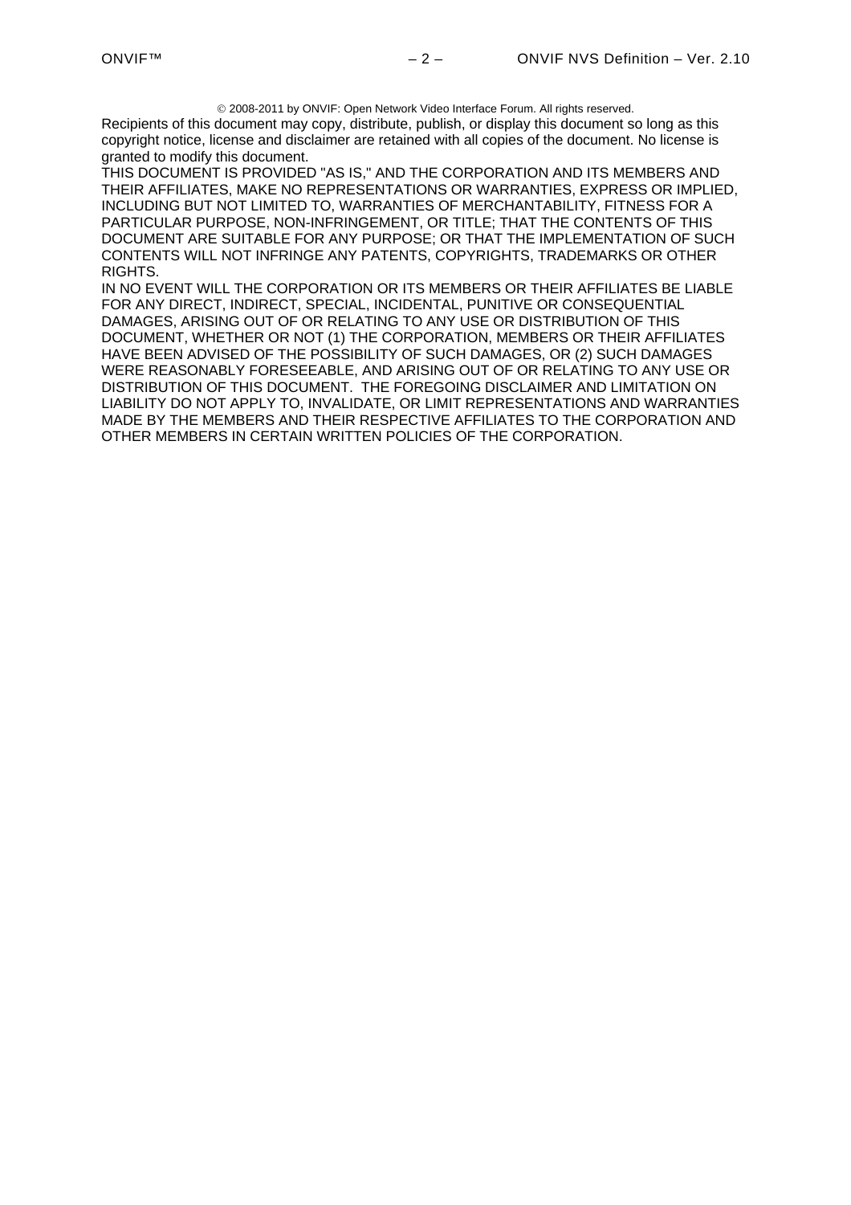© 2008-2011 by ONVIF: Open Network Video Interface Forum. All rights reserved.

Recipients of this document may copy, distribute, publish, or display this document so long as this copyright notice, license and disclaimer are retained with all copies of the document. No license is granted to modify this document.

THIS DOCUMENT IS PROVIDED "AS IS," AND THE CORPORATION AND ITS MEMBERS AND THEIR AFFILIATES, MAKE NO REPRESENTATIONS OR WARRANTIES, EXPRESS OR IMPLIED, INCLUDING BUT NOT LIMITED TO, WARRANTIES OF MERCHANTABILITY, FITNESS FOR A PARTICULAR PURPOSE, NON-INFRINGEMENT, OR TITLE; THAT THE CONTENTS OF THIS DOCUMENT ARE SUITABLE FOR ANY PURPOSE; OR THAT THE IMPLEMENTATION OF SUCH CONTENTS WILL NOT INFRINGE ANY PATENTS, COPYRIGHTS, TRADEMARKS OR OTHER RIGHTS.

IN NO EVENT WILL THE CORPORATION OR ITS MEMBERS OR THEIR AFFILIATES BE LIABLE FOR ANY DIRECT, INDIRECT, SPECIAL, INCIDENTAL, PUNITIVE OR CONSEQUENTIAL DAMAGES, ARISING OUT OF OR RELATING TO ANY USE OR DISTRIBUTION OF THIS DOCUMENT, WHETHER OR NOT (1) THE CORPORATION, MEMBERS OR THEIR AFFILIATES HAVE BEEN ADVISED OF THE POSSIBILITY OF SUCH DAMAGES, OR (2) SUCH DAMAGES WERE REASONABLY FORESEEABLE, AND ARISING OUT OF OR RELATING TO ANY USE OR DISTRIBUTION OF THIS DOCUMENT. THE FOREGOING DISCLAIMER AND LIMITATION ON LIABILITY DO NOT APPLY TO, INVALIDATE, OR LIMIT REPRESENTATIONS AND WARRANTIES MADE BY THE MEMBERS AND THEIR RESPECTIVE AFFILIATES TO THE CORPORATION AND OTHER MEMBERS IN CERTAIN WRITTEN POLICIES OF THE CORPORATION.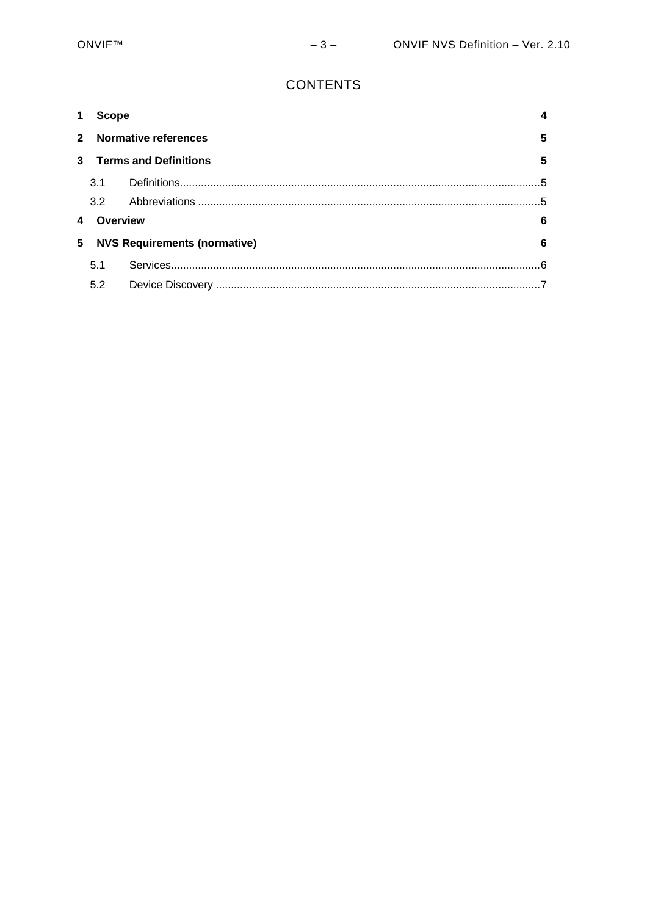# CONTENTS

**1 Scope** **4**

**2 Normative references** **5**

**3 Terms and Definitions** **5**

- 3.1 Definitions........................................................................................................................5
- 3.2 Abbreviations ..................................................................................................................5

**4 Overview** **6**

**5 NVS Requirements (normative)** **6**

- 5.1 Services...........................................................................................................................6
- 5.2 Device Discovery ............................................................................................................7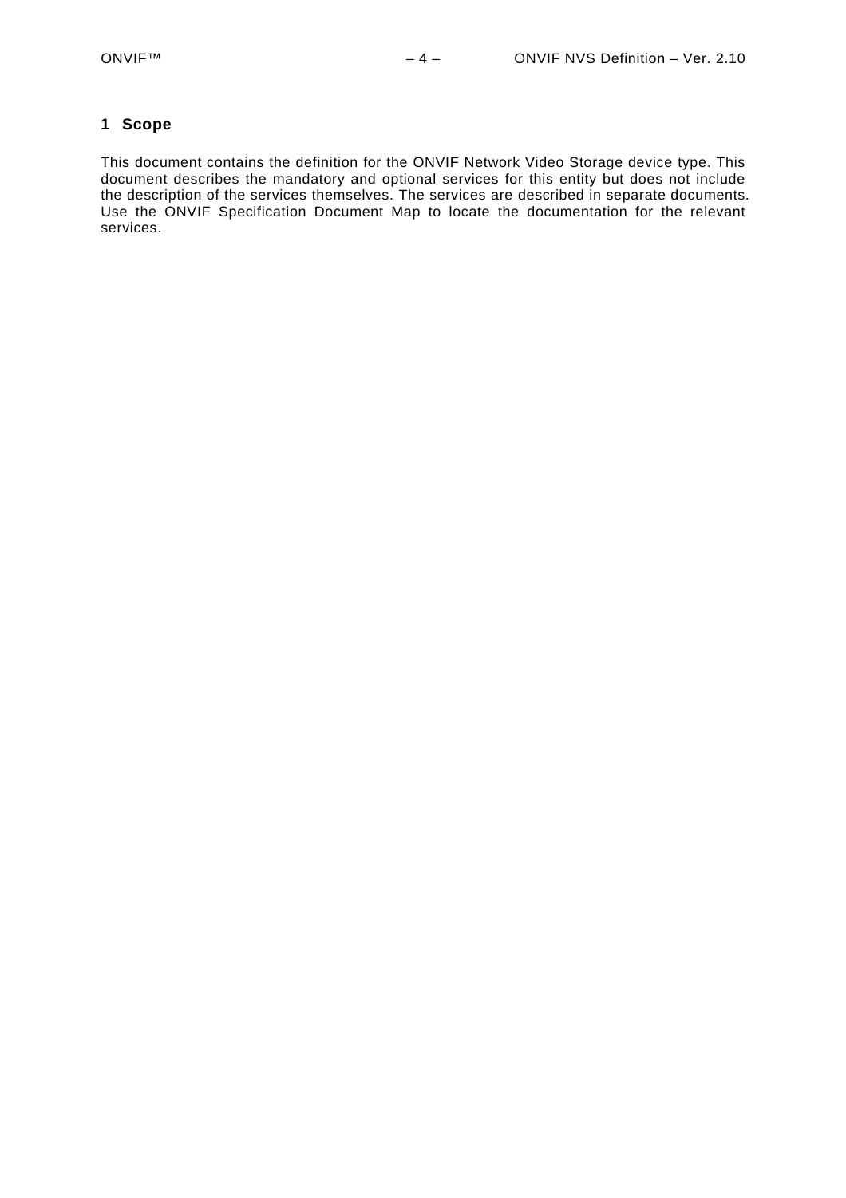# 1 Scope

This document contains the definition for the ONVIF Network Video Storage device type. This document describes the mandatory and optional services for this entity but does not include the description of the services themselves. The services are described in separate documents. Use the ONVIF Specification Document Map to locate the documentation for the relevant services.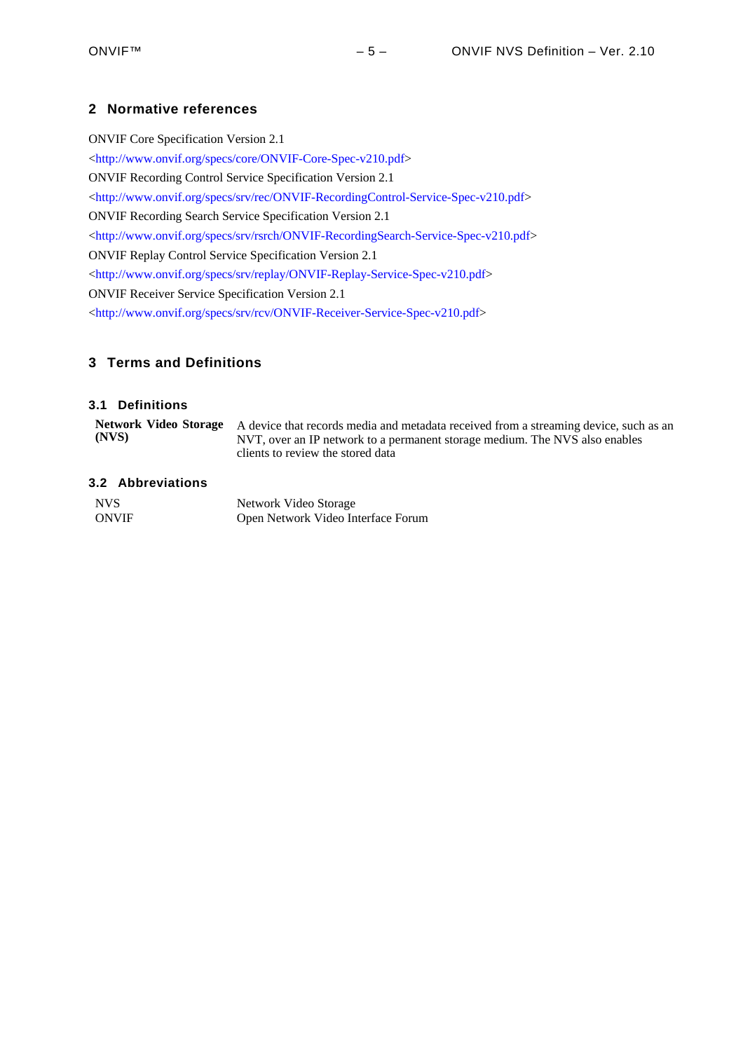## 2 Normative references

ONVIF Core Specification Version 2.1
<http://www.onvif.org/specs/core/ONVIF-Core-Spec-v210.pdf>
ONVIF Recording Control Service Specification Version 2.1
<http://www.onvif.org/specs/srv/rec/ONVIF-RecordingControl-Service-Spec-v210.pdf>
ONVIF Recording Search Service Specification Version 2.1
<http://www.onvif.org/specs/srv/rsrch/ONVIF-RecordingSearch-Service-Spec-v210.pdf>
ONVIF Replay Control Service Specification Version 2.1
<http://www.onvif.org/specs/srv/replay/ONVIF-Replay-Service-Spec-v210.pdf>
ONVIF Receiver Service Specification Version 2.1
<http://www.onvif.org/specs/srv/rcv/ONVIF-Receiver-Service-Spec-v210.pdf>

## 3 Terms and Definitions

### 3.1 Definitions

| | |
|---|---|
| **Network Video Storage (NVS)** | A device that records media and metadata received from a streaming device, such as an NVT, over an IP network to a permanent storage medium. The NVS also enables clients to review the stored data |

### 3.2 Abbreviations

| | |
|---|---|
| NVS | Network Video Storage |
| ONVIF | Open Network Video Interface Forum |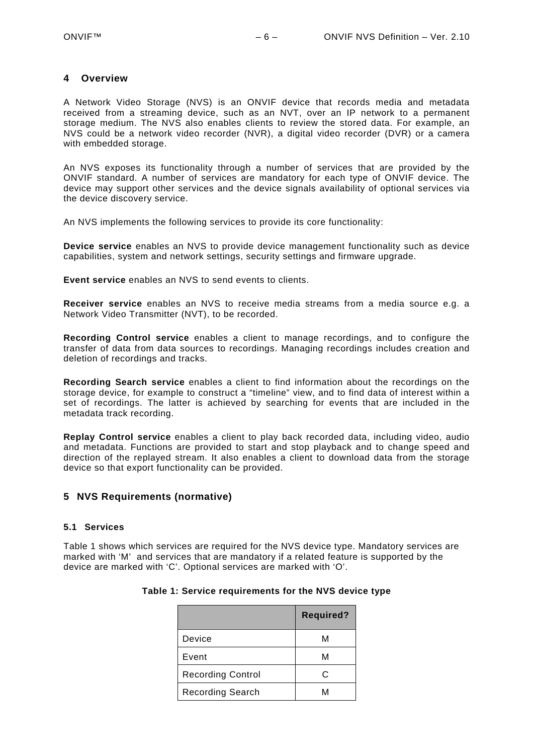# 4 Overview

A Network Video Storage (NVS) is an ONVIF device that records media and metadata received from a streaming device, such as an NVT, over an IP network to a permanent storage medium. The NVS also enables clients to review the stored data. For example, an NVS could be a network video recorder (NVR), a digital video recorder (DVR) or a camera with embedded storage.

An NVS exposes its functionality through a number of services that are provided by the ONVIF standard. A number of services are mandatory for each type of ONVIF device. The device may support other services and the device signals availability of optional services via the device discovery service.

An NVS implements the following services to provide its core functionality:

**Device service** enables an NVS to provide device management functionality such as device capabilities, system and network settings, security settings and firmware upgrade.

**Event service** enables an NVS to send events to clients.

**Receiver service** enables an NVS to receive media streams from a media source e.g. a Network Video Transmitter (NVT), to be recorded.

**Recording Control service** enables a client to manage recordings, and to configure the transfer of data from data sources to recordings. Managing recordings includes creation and deletion of recordings and tracks.

**Recording Search service** enables a client to find information about the recordings on the storage device, for example to construct a "timeline" view, and to find data of interest within a set of recordings. The latter is achieved by searching for events that are included in the metadata track recording.

**Replay Control service** enables a client to play back recorded data, including video, audio and metadata. Functions are provided to start and stop playback and to change speed and direction of the replayed stream. It also enables a client to download data from the storage device so that export functionality can be provided.

# 5 NVS Requirements (normative)

## 5.1 Services

Table 1 shows which services are required for the NVS device type. Mandatory services are marked with 'M' and services that are mandatory if a related feature is supported by the device are marked with 'C'. Optional services are marked with 'O'.

**Table 1: Service requirements for the NVS device type**

| | Required? |
|---|---|
| Device | M |
| Event | M |
| Recording Control | C |
| Recording Search | M |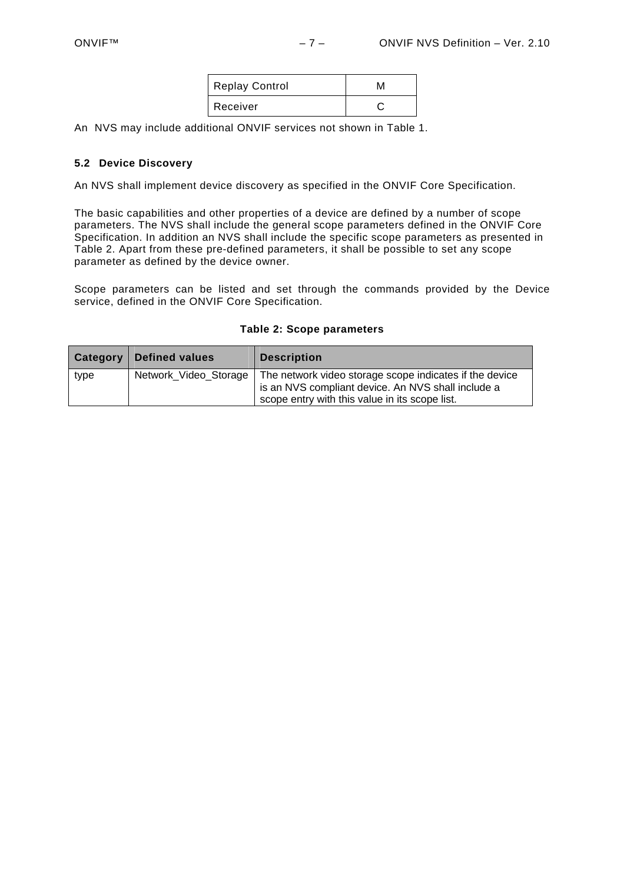| | |
|---|---|
| Replay Control | M |
| Receiver | C |

An NVS may include additional ONVIF services not shown in Table 1.

### 5.2 Device Discovery

An NVS shall implement device discovery as specified in the ONVIF Core Specification.

The basic capabilities and other properties of a device are defined by a number of scope parameters. The NVS shall include the general scope parameters defined in the ONVIF Core Specification. In addition an NVS shall include the specific scope parameters as presented in Table 2. Apart from these pre-defined parameters, it shall be possible to set any scope parameter as defined by the device owner.

Scope parameters can be listed and set through the commands provided by the Device service, defined in the ONVIF Core Specification.

**Table 2: Scope parameters**

| Category | Defined values | Description |
|---|---|---|
| type | Network_Video_Storage | The network video storage scope indicates if the device is an NVS compliant device. An NVS shall include a scope entry with this value in its scope list. |